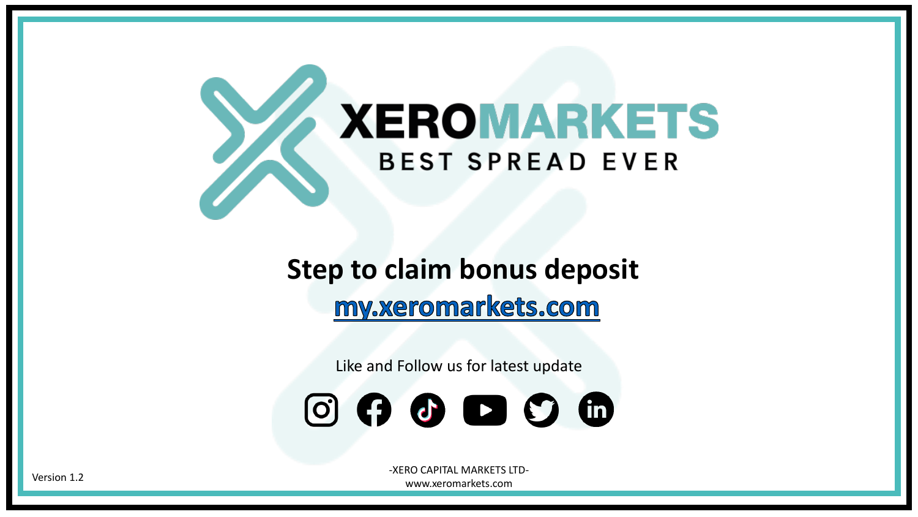# XEROMARKETS

BEST SPREAD EVER

## Step to claim bonus deposit

[my.xeromarkets.com](my.xeromarkets.com)

Like and Follow us for latest update

Version 1.2

-XERO CAPITAL MARKETS LTD-
www.xeromarkets.com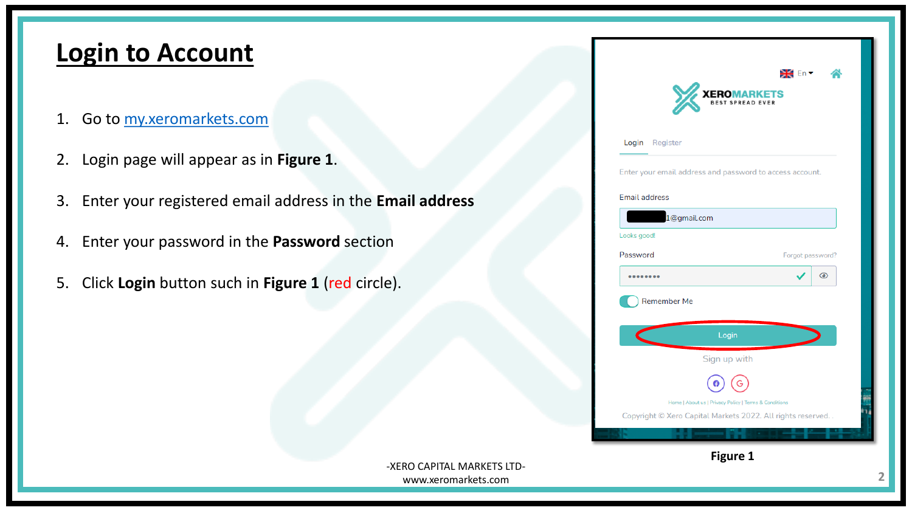# Login to Account

1. Go to my.xeromarkets.com
2. Login page will appear as in **Figure 1**.
3. Enter your registered email address in the **Email address**
4. Enter your password in the **Password** section
5. Click **Login** button such in **Figure 1** (red circle).

**Figure 1**

-XERO CAPITAL MARKETS LTD-
www.xeromarkets.com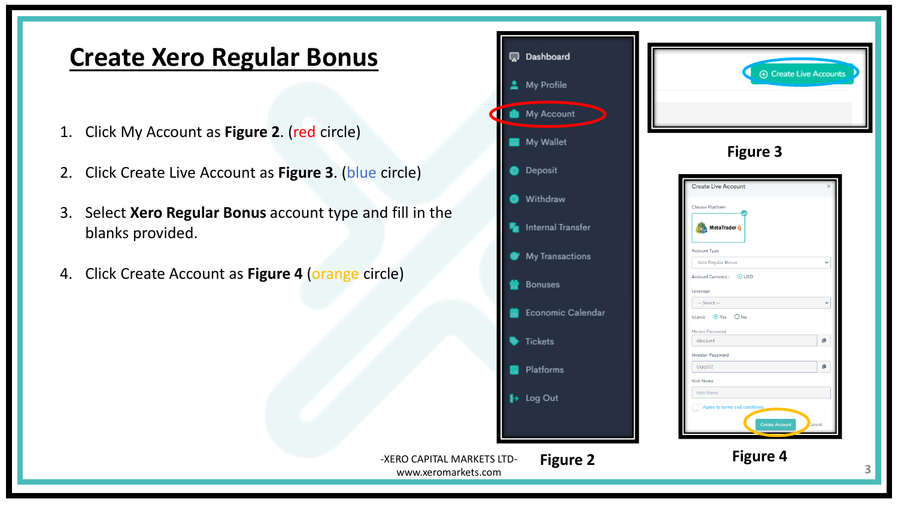# Create Xero Regular Bonus

1. Click My Account as **Figure 2**. (red circle)
2. Click Create Live Account as **Figure 3**. (blue circle)
3. Select **Xero Regular Bonus** account type and fill in the blanks provided.
4. Click Create Account as **Figure 4** (orange circle)

**Figure 2**

**Figure 3**

**Figure 4**

-XERO CAPITAL MARKETS LTD-
www.xeromarkets.com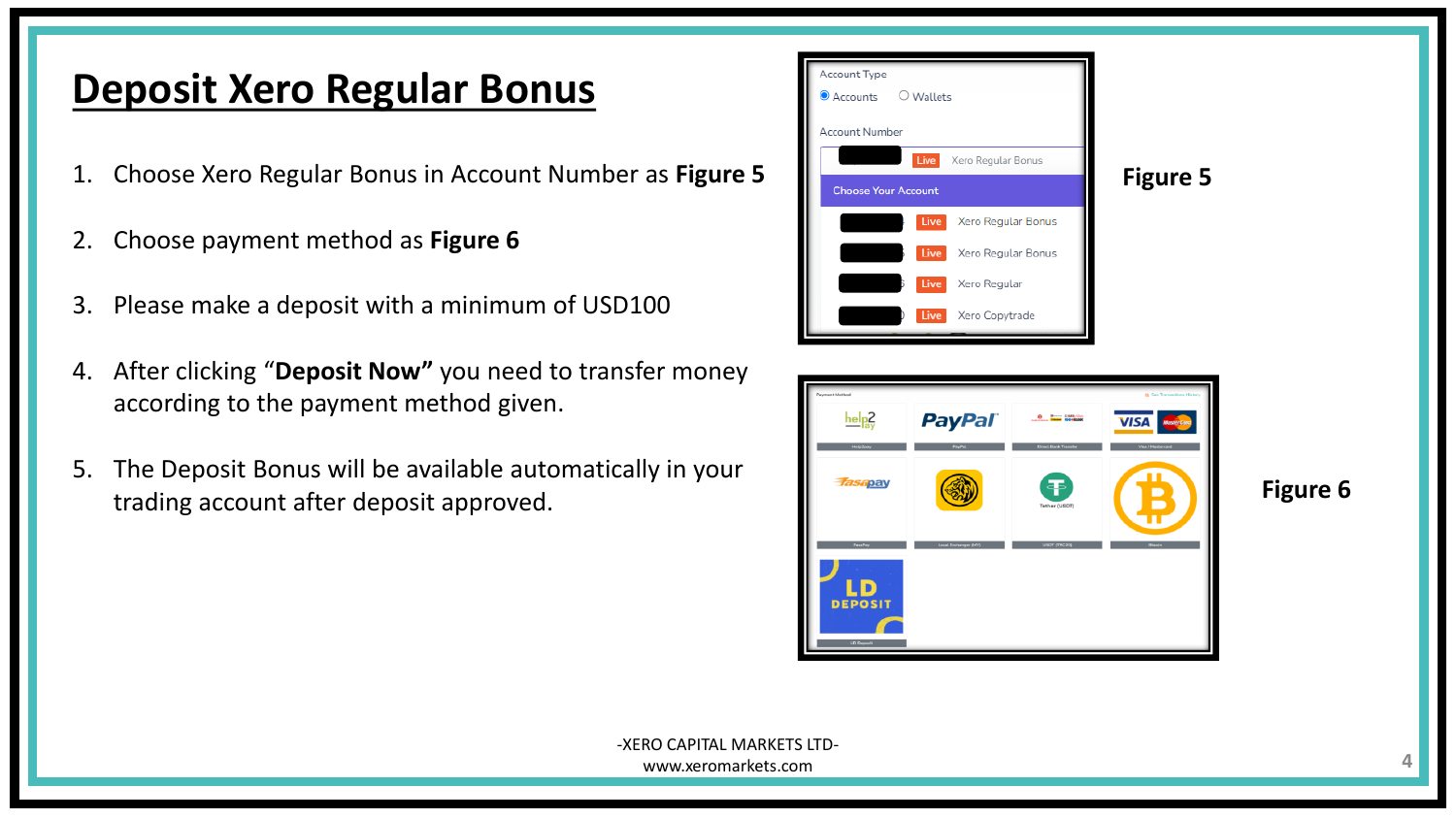# Deposit Xero Regular Bonus

1. Choose Xero Regular Bonus in Account Number as **Figure 5**
2. Choose payment method as **Figure 6**
3. Please make a deposit with a minimum of USD100
4. After clicking "**Deposit Now"** you need to transfer money according to the payment method given.
5. The Deposit Bonus will be available automatically in your trading account after deposit approved.

**Figure 5**

**Figure 6**

-XERO CAPITAL MARKETS LTD-
www.xeromarkets.com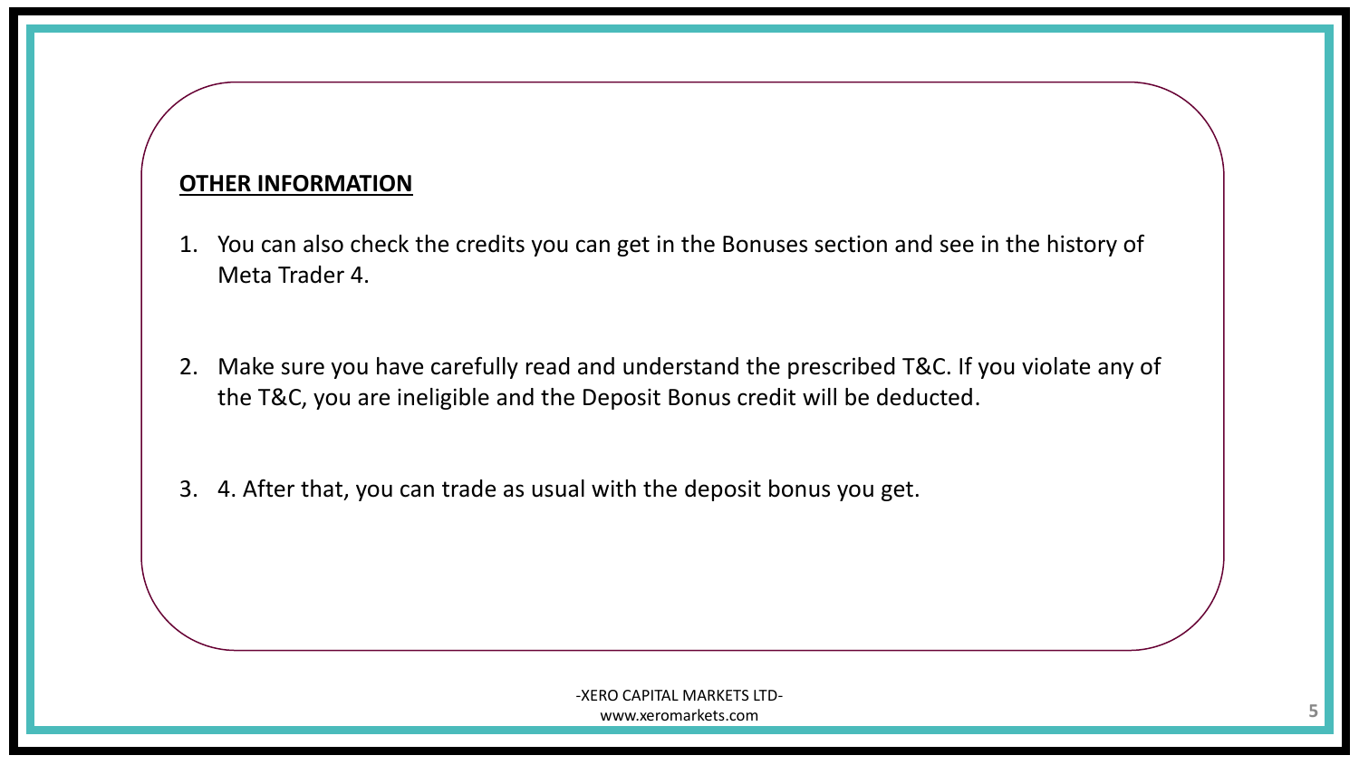**<u>OTHER INFORMATION</u>**

1. You can also check the credits you can get in the Bonuses section and see in the history of Meta Trader 4.

2. Make sure you have carefully read and understand the prescribed T&C. If you violate any of the T&C, you are ineligible and the Deposit Bonus credit will be deducted.

3. 4. After that, you can trade as usual with the deposit bonus you get.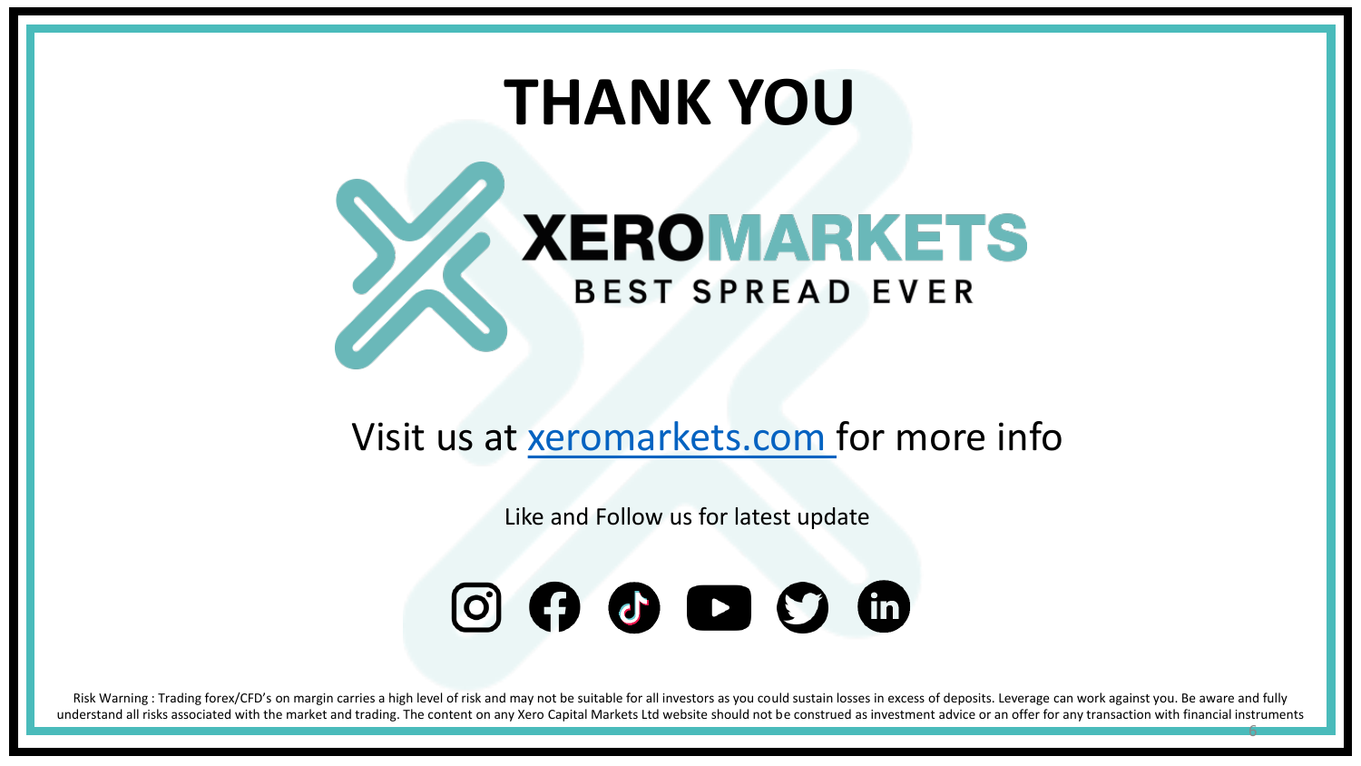# THANK YOU

**XEROMARKETS**

**BEST SPREAD EVER**

Visit us at [xeromarkets.com](https://xeromarkets.com) for more info

Like and Follow us for latest update

Risk Warning : Trading forex/CFD's on margin carries a high level of risk and may not be suitable for all investors as you could sustain losses in excess of deposits. Leverage can work against you. Be aware and fully understand all risks associated with the market and trading. The content on any Xero Capital Markets Ltd website should not be construed as investment advice or an offer for any transaction with financial instruments